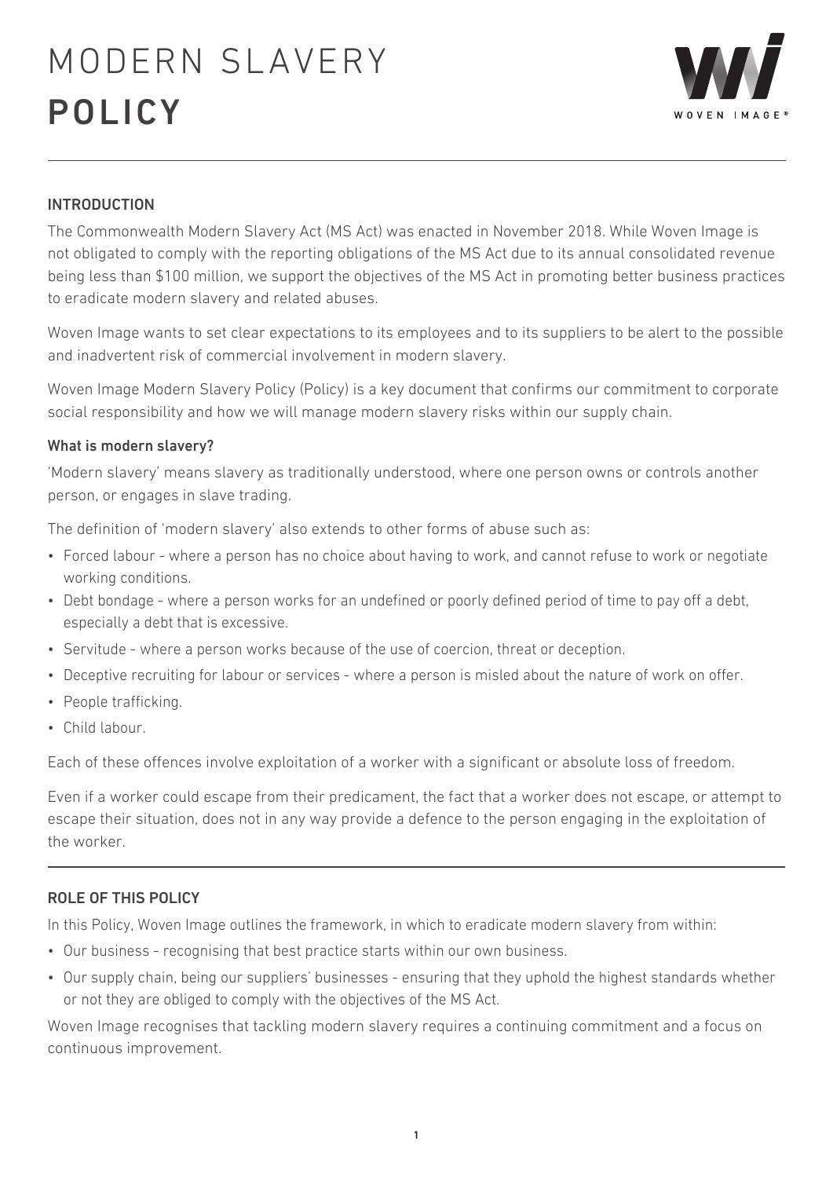# MODERN SLAVERY POLICY

## INTRODUCTION

The Commonwealth Modern Slavery Act (MS Act) was enacted in November 2018. While Woven Image is not obligated to comply with the reporting obligations of the MS Act due to its annual consolidated revenue being less than $100 million, we support the objectives of the MS Act in promoting better business practices to eradicate modern slavery and related abuses.

Woven Image wants to set clear expectations to its employees and to its suppliers to be alert to the possible and inadvertent risk of commercial involvement in modern slavery.

Woven Image Modern Slavery Policy (Policy) is a key document that confirms our commitment to corporate social responsibility and how we will manage modern slavery risks within our supply chain.

### What is modern slavery?

'Modern slavery' means slavery as traditionally understood, where one person owns or controls another person, or engages in slave trading.

The definition of 'modern slavery' also extends to other forms of abuse such as:

- Forced labour - where a person has no choice about having to work, and cannot refuse to work or negotiate working conditions.
- Debt bondage - where a person works for an undefined or poorly defined period of time to pay off a debt, especially a debt that is excessive.
- Servitude - where a person works because of the use of coercion, threat or deception.
- Deceptive recruiting for labour or services - where a person is misled about the nature of work on offer.
- People trafficking.
- Child labour.

Each of these offences involve exploitation of a worker with a significant or absolute loss of freedom.

Even if a worker could escape from their predicament, the fact that a worker does not escape, or attempt to escape their situation, does not in any way provide a defence to the person engaging in the exploitation of the worker.

## ROLE OF THIS POLICY

In this Policy, Woven Image outlines the framework, in which to eradicate modern slavery from within:

- Our business - recognising that best practice starts within our own business.
- Our supply chain, being our suppliers' businesses - ensuring that they uphold the highest standards whether or not they are obliged to comply with the objectives of the MS Act.

Woven Image recognises that tackling modern slavery requires a continuing commitment and a focus on continuous improvement.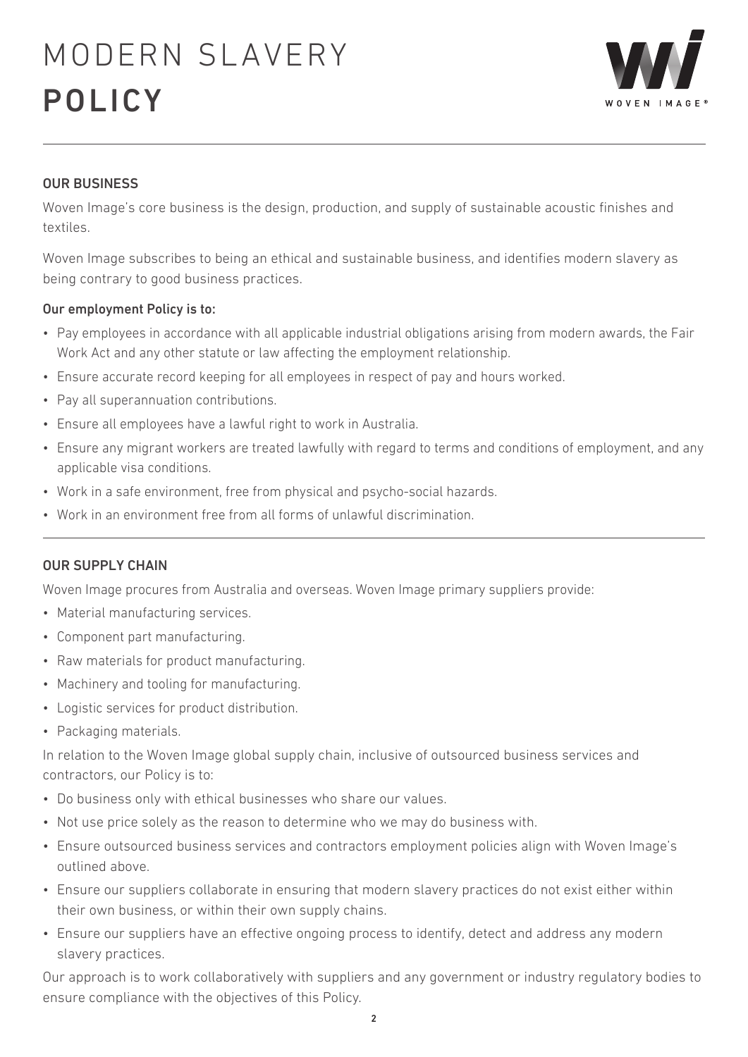# MODERN SLAVERY **POLICY**

## OUR BUSINESS

Woven Image's core business is the design, production, and supply of sustainable acoustic finishes and textiles.

Woven Image subscribes to being an ethical and sustainable business, and identifies modern slavery as being contrary to good business practices.

### Our employment Policy is to:

- Pay employees in accordance with all applicable industrial obligations arising from modern awards, the Fair Work Act and any other statute or law affecting the employment relationship.
- Ensure accurate record keeping for all employees in respect of pay and hours worked.
- Pay all superannuation contributions.
- Ensure all employees have a lawful right to work in Australia.
- Ensure any migrant workers are treated lawfully with regard to terms and conditions of employment, and any applicable visa conditions.
- Work in a safe environment, free from physical and psycho-social hazards.
- Work in an environment free from all forms of unlawful discrimination.

## OUR SUPPLY CHAIN

Woven Image procures from Australia and overseas. Woven Image primary suppliers provide:

- Material manufacturing services.
- Component part manufacturing.
- Raw materials for product manufacturing.
- Machinery and tooling for manufacturing.
- Logistic services for product distribution.
- Packaging materials.

In relation to the Woven Image global supply chain, inclusive of outsourced business services and contractors, our Policy is to:

- Do business only with ethical businesses who share our values.
- Not use price solely as the reason to determine who we may do business with.
- Ensure outsourced business services and contractors employment policies align with Woven Image's outlined above.
- Ensure our suppliers collaborate in ensuring that modern slavery practices do not exist either within their own business, or within their own supply chains.
- Ensure our suppliers have an effective ongoing process to identify, detect and address any modern slavery practices.

Our approach is to work collaboratively with suppliers and any government or industry regulatory bodies to ensure compliance with the objectives of this Policy.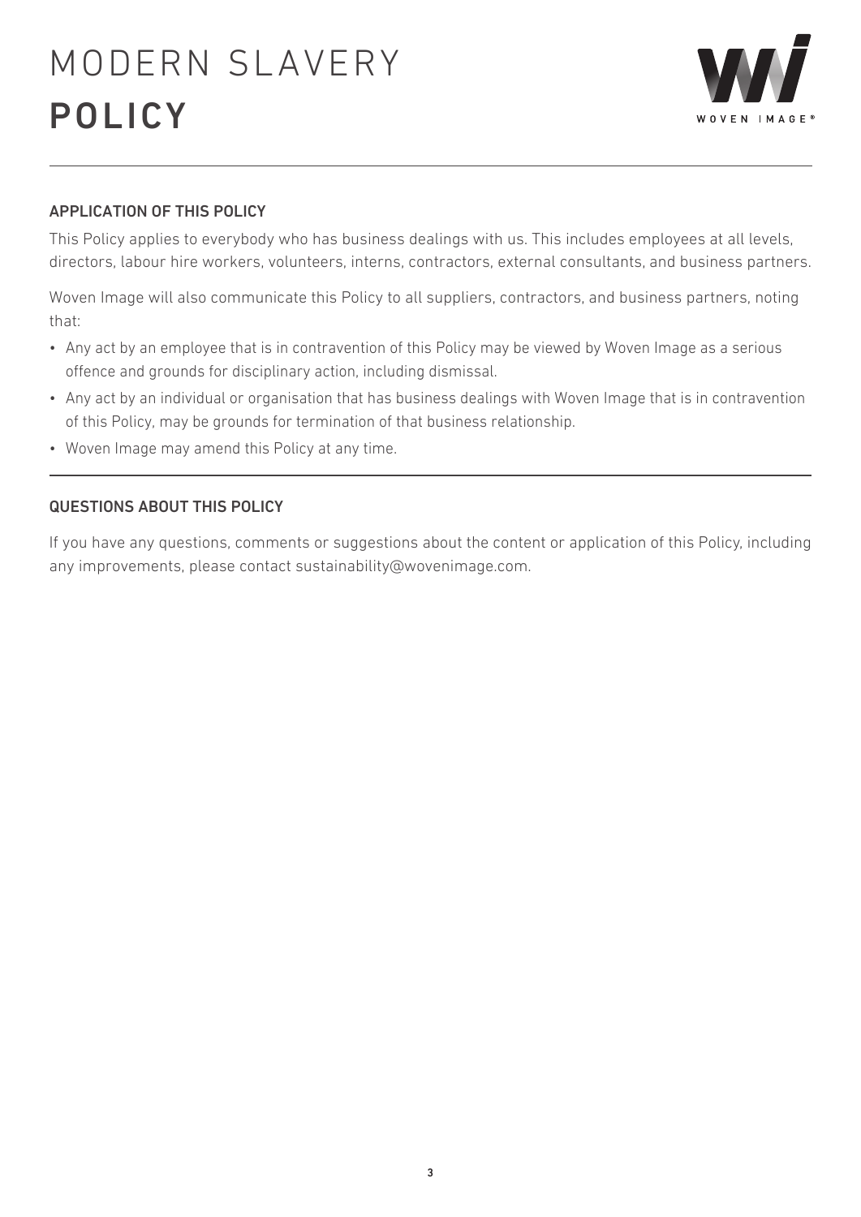# MODERN SLAVERY POLICY

## APPLICATION OF THIS POLICY

This Policy applies to everybody who has business dealings with us. This includes employees at all levels, directors, labour hire workers, volunteers, interns, contractors, external consultants, and business partners.

Woven Image will also communicate this Policy to all suppliers, contractors, and business partners, noting that:

- Any act by an employee that is in contravention of this Policy may be viewed by Woven Image as a serious offence and grounds for disciplinary action, including dismissal.
- Any act by an individual or organisation that has business dealings with Woven Image that is in contravention of this Policy, may be grounds for termination of that business relationship.
- Woven Image may amend this Policy at any time.

## QUESTIONS ABOUT THIS POLICY

If you have any questions, comments or suggestions about the content or application of this Policy, including any improvements, please contact sustainability@wovenimage.com.